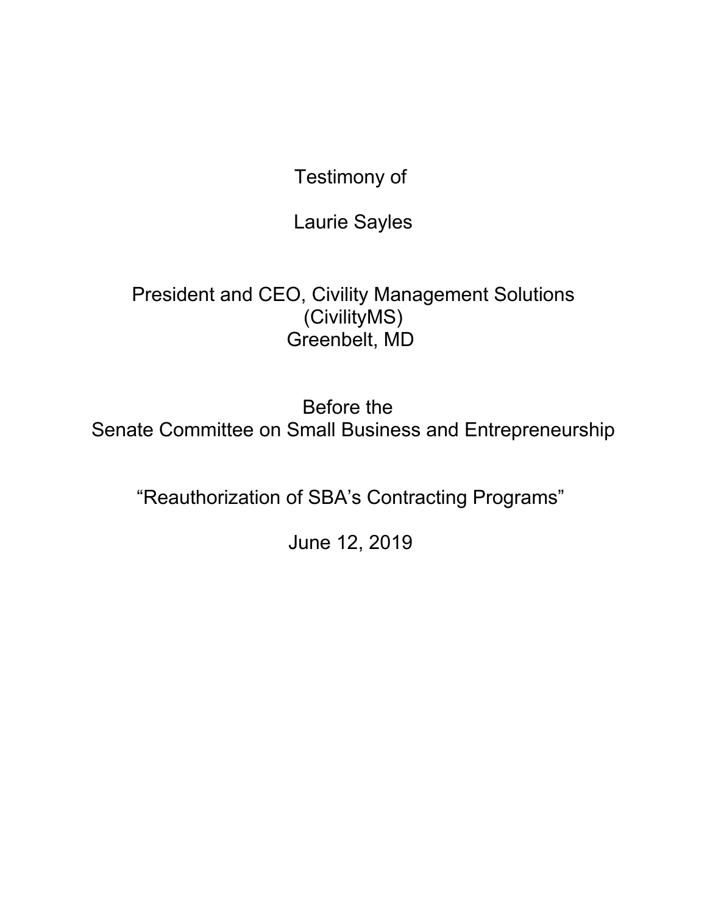Testimony of

Laurie Sayles

President and CEO, Civility Management Solutions (CivilityMS)
Greenbelt, MD

Before the
Senate Committee on Small Business and Entrepreneurship

"Reauthorization of SBA's Contracting Programs"

June 12, 2019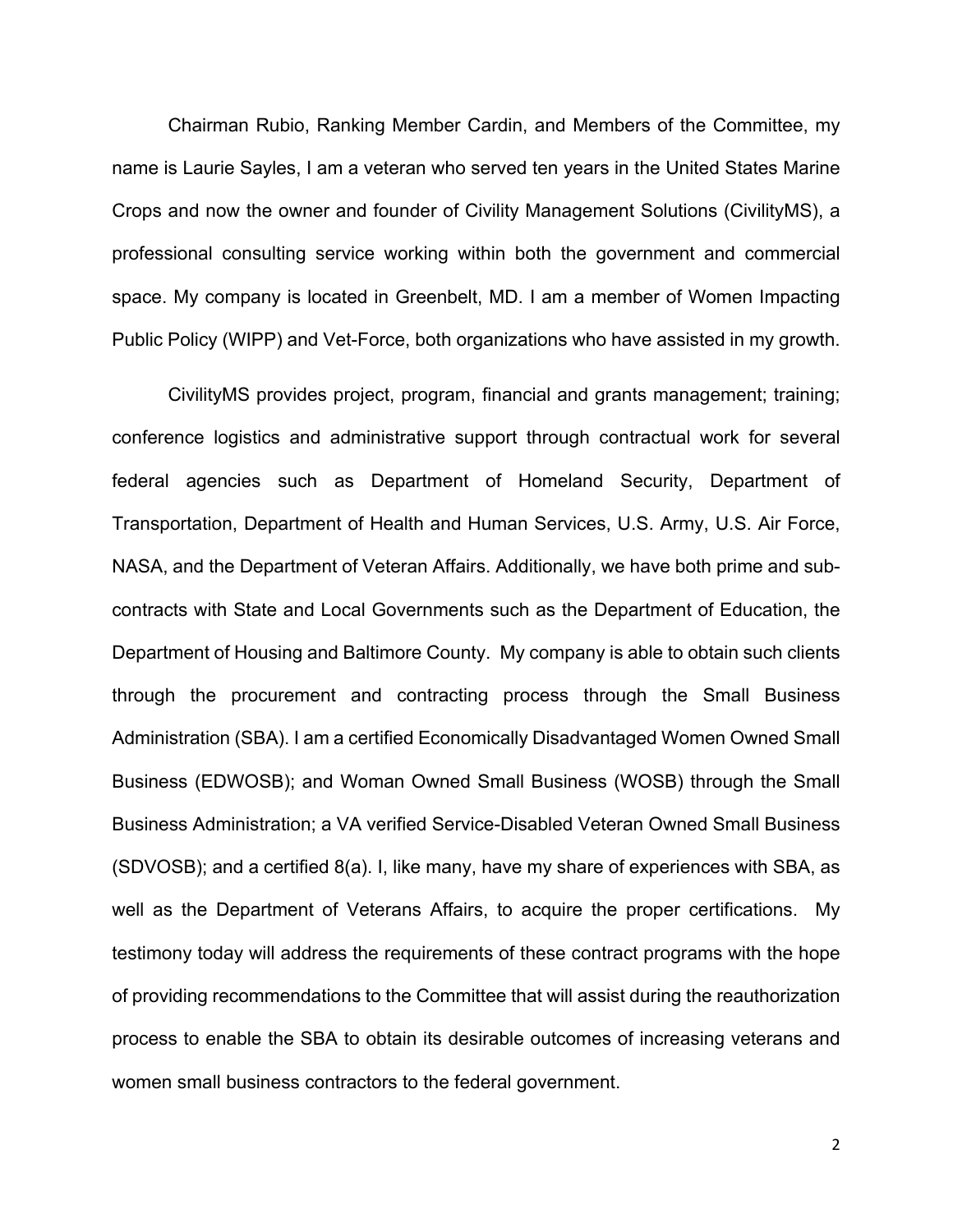Chairman Rubio, Ranking Member Cardin, and Members of the Committee, my name is Laurie Sayles, I am a veteran who served ten years in the United States Marine Crops and now the owner and founder of Civility Management Solutions (CivilityMS), a professional consulting service working within both the government and commercial space. My company is located in Greenbelt, MD. I am a member of Women Impacting Public Policy (WIPP) and Vet-Force, both organizations who have assisted in my growth.

CivilityMS provides project, program, financial and grants management; training; conference logistics and administrative support through contractual work for several federal agencies such as Department of Homeland Security, Department of Transportation, Department of Health and Human Services, U.S. Army, U.S. Air Force, NASA, and the Department of Veteran Affairs. Additionally, we have both prime and sub-contracts with State and Local Governments such as the Department of Education, the Department of Housing and Baltimore County. My company is able to obtain such clients through the procurement and contracting process through the Small Business Administration (SBA). I am a certified Economically Disadvantaged Women Owned Small Business (EDWOSB); and Woman Owned Small Business (WOSB) through the Small Business Administration; a VA verified Service-Disabled Veteran Owned Small Business (SDVOSB); and a certified 8(a). I, like many, have my share of experiences with SBA, as well as the Department of Veterans Affairs, to acquire the proper certifications. My testimony today will address the requirements of these contract programs with the hope of providing recommendations to the Committee that will assist during the reauthorization process to enable the SBA to obtain its desirable outcomes of increasing veterans and women small business contractors to the federal government.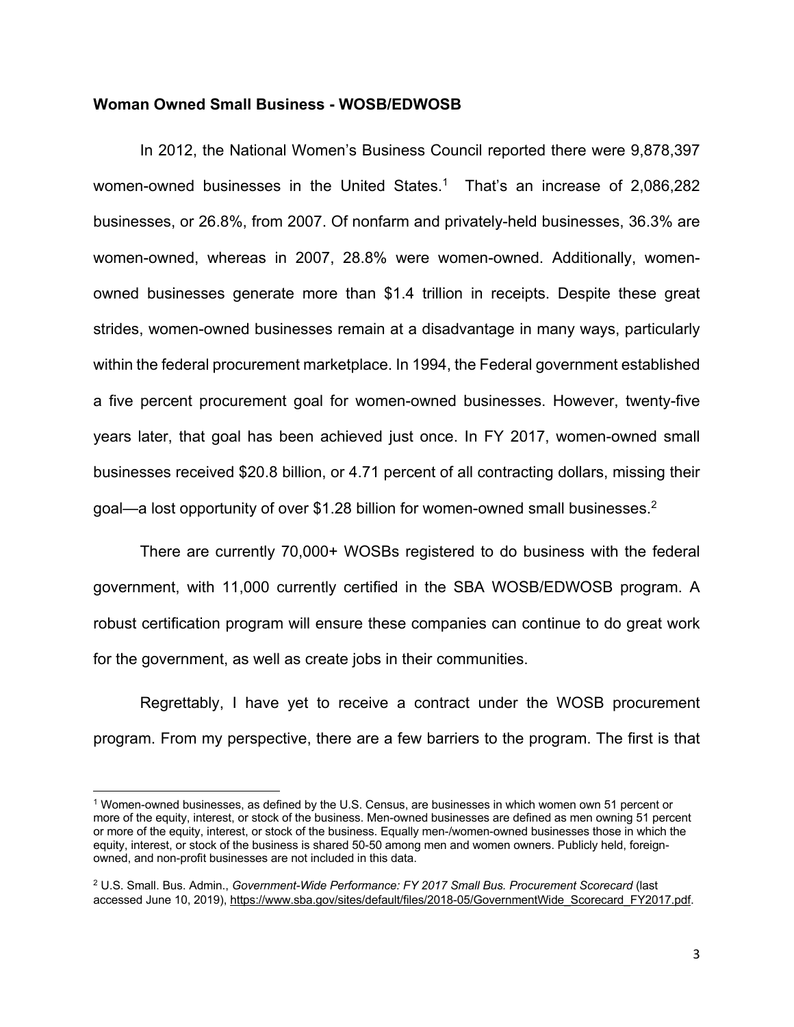**Woman Owned Small Business - WOSB/EDWOSB**

In 2012, the National Women's Business Council reported there were 9,878,397 women-owned businesses in the United States.[1] That's an increase of 2,086,282 businesses, or 26.8%, from 2007. Of nonfarm and privately-held businesses, 36.3% are women-owned, whereas in 2007, 28.8% were women-owned. Additionally, women-owned businesses generate more than $1.4 trillion in receipts. Despite these great strides, women-owned businesses remain at a disadvantage in many ways, particularly within the federal procurement marketplace. In 1994, the Federal government established a five percent procurement goal for women-owned businesses. However, twenty-five years later, that goal has been achieved just once. In FY 2017, women-owned small businesses received $20.8 billion, or 4.71 percent of all contracting dollars, missing their goal—a lost opportunity of over $1.28 billion for women-owned small businesses.[2]

There are currently 70,000+ WOSBs registered to do business with the federal government, with 11,000 currently certified in the SBA WOSB/EDWOSB program. A robust certification program will ensure these companies can continue to do great work for the government, as well as create jobs in their communities.

Regrettably, I have yet to receive a contract under the WOSB procurement program. From my perspective, there are a few barriers to the program. The first is that

[1] Women-owned businesses, as defined by the U.S. Census, are businesses in which women own 51 percent or more of the equity, interest, or stock of the business. Men-owned businesses are defined as men owning 51 percent or more of the equity, interest, or stock of the business. Equally men-/women-owned businesses those in which the equity, interest, or stock of the business is shared 50-50 among men and women owners. Publicly held, foreign-owned, and non-profit businesses are not included in this data.

[2] U.S. Small. Bus. Admin., *Government-Wide Performance: FY 2017 Small Bus. Procurement Scorecard* (last accessed June 10, 2019), https://www.sba.gov/sites/default/files/2018-05/GovernmentWide_Scorecard_FY2017.pdf.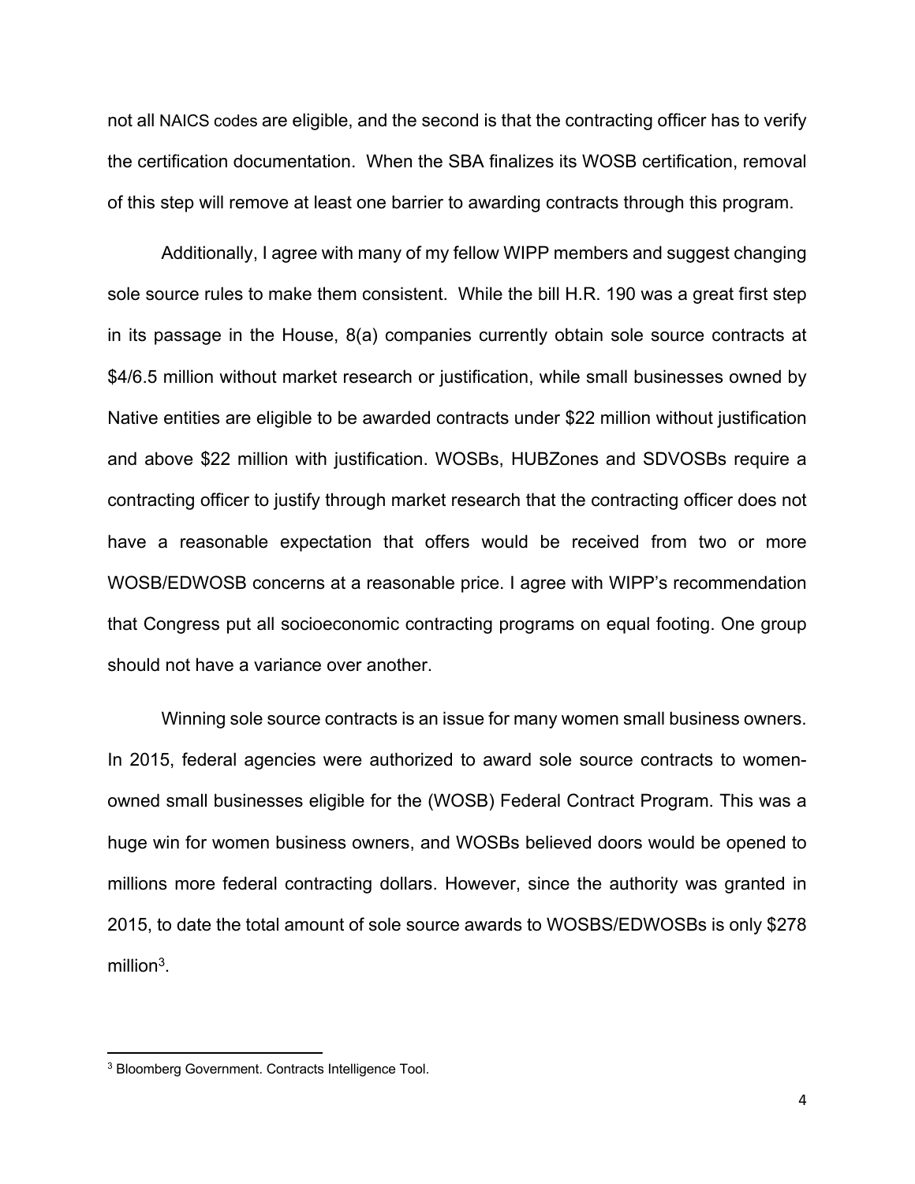not all NAICS codes are eligible, and the second is that the contracting officer has to verify the certification documentation. When the SBA finalizes its WOSB certification, removal of this step will remove at least one barrier to awarding contracts through this program.

Additionally, I agree with many of my fellow WIPP members and suggest changing sole source rules to make them consistent. While the bill H.R. 190 was a great first step in its passage in the House, 8(a) companies currently obtain sole source contracts at $4/6.5 million without market research or justification, while small businesses owned by Native entities are eligible to be awarded contracts under $22 million without justification and above $22 million with justification. WOSBs, HUBZones and SDVOSBs require a contracting officer to justify through market research that the contracting officer does not have a reasonable expectation that offers would be received from two or more WOSB/EDWOSB concerns at a reasonable price. I agree with WIPP's recommendation that Congress put all socioeconomic contracting programs on equal footing. One group should not have a variance over another.

Winning sole source contracts is an issue for many women small business owners. In 2015, federal agencies were authorized to award sole source contracts to women-owned small businesses eligible for the (WOSB) Federal Contract Program. This was a huge win for women business owners, and WOSBs believed doors would be opened to millions more federal contracting dollars. However, since the authority was granted in 2015, to date the total amount of sole source awards to WOSBS/EDWOSBs is only $278 million[3].

---

[3] Bloomberg Government. Contracts Intelligence Tool.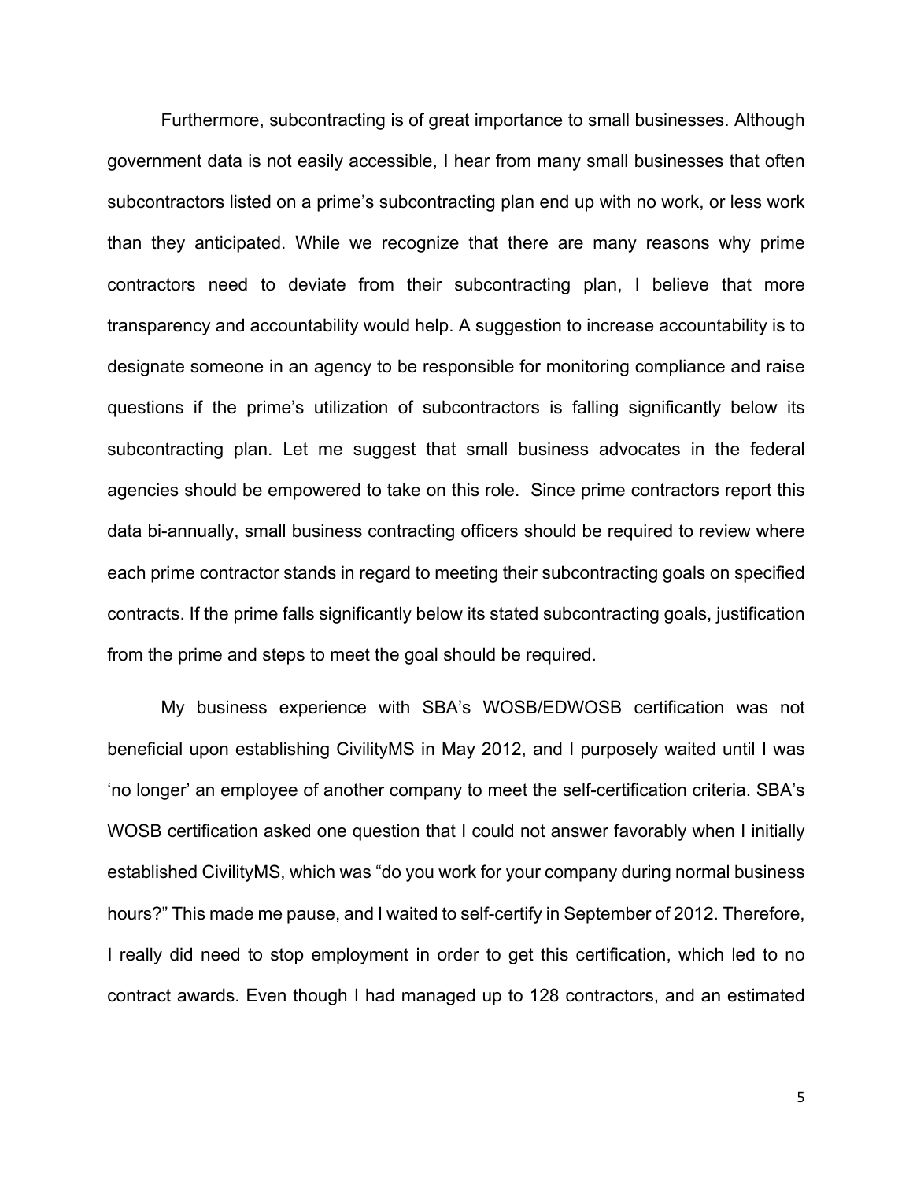Furthermore, subcontracting is of great importance to small businesses. Although government data is not easily accessible, I hear from many small businesses that often subcontractors listed on a prime's subcontracting plan end up with no work, or less work than they anticipated. While we recognize that there are many reasons why prime contractors need to deviate from their subcontracting plan, I believe that more transparency and accountability would help. A suggestion to increase accountability is to designate someone in an agency to be responsible for monitoring compliance and raise questions if the prime's utilization of subcontractors is falling significantly below its subcontracting plan. Let me suggest that small business advocates in the federal agencies should be empowered to take on this role. Since prime contractors report this data bi-annually, small business contracting officers should be required to review where each prime contractor stands in regard to meeting their subcontracting goals on specified contracts. If the prime falls significantly below its stated subcontracting goals, justification from the prime and steps to meet the goal should be required.

My business experience with SBA's WOSB/EDWOSB certification was not beneficial upon establishing CivilityMS in May 2012, and I purposely waited until I was 'no longer' an employee of another company to meet the self-certification criteria. SBA's WOSB certification asked one question that I could not answer favorably when I initially established CivilityMS, which was "do you work for your company during normal business hours?" This made me pause, and I waited to self-certify in September of 2012. Therefore, I really did need to stop employment in order to get this certification, which led to no contract awards. Even though I had managed up to 128 contractors, and an estimated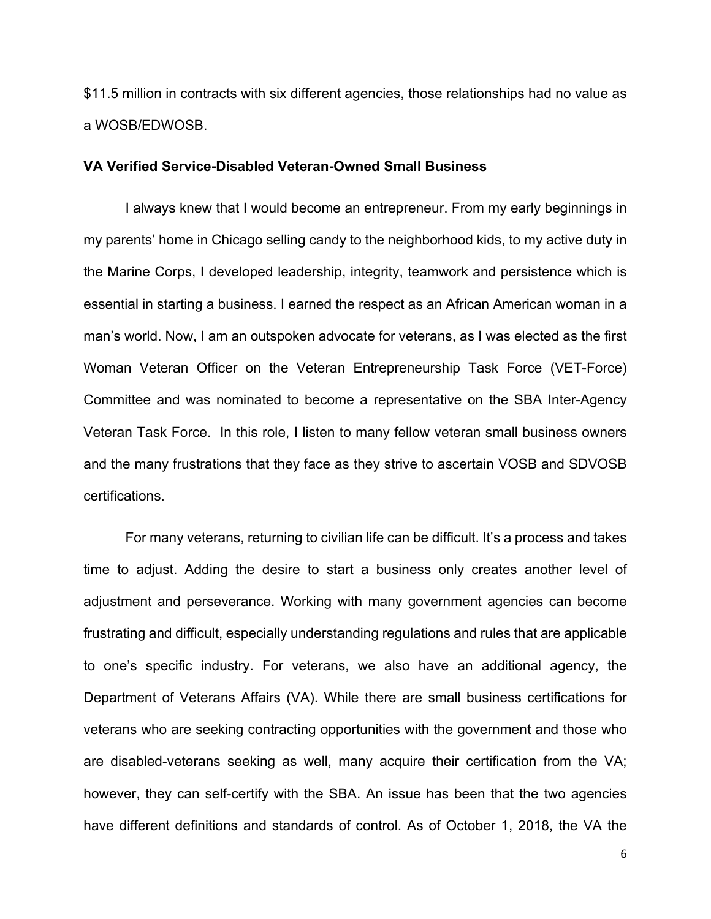$11.5 million in contracts with six different agencies, those relationships had no value as a WOSB/EDWOSB.

**VA Verified Service-Disabled Veteran-Owned Small Business**

I always knew that I would become an entrepreneur. From my early beginnings in my parents' home in Chicago selling candy to the neighborhood kids, to my active duty in the Marine Corps, I developed leadership, integrity, teamwork and persistence which is essential in starting a business. I earned the respect as an African American woman in a man's world. Now, I am an outspoken advocate for veterans, as I was elected as the first Woman Veteran Officer on the Veteran Entrepreneurship Task Force (VET-Force) Committee and was nominated to become a representative on the SBA Inter-Agency Veteran Task Force. In this role, I listen to many fellow veteran small business owners and the many frustrations that they face as they strive to ascertain VOSB and SDVOSB certifications.

For many veterans, returning to civilian life can be difficult. It's a process and takes time to adjust. Adding the desire to start a business only creates another level of adjustment and perseverance. Working with many government agencies can become frustrating and difficult, especially understanding regulations and rules that are applicable to one's specific industry. For veterans, we also have an additional agency, the Department of Veterans Affairs (VA). While there are small business certifications for veterans who are seeking contracting opportunities with the government and those who are disabled-veterans seeking as well, many acquire their certification from the VA; however, they can self-certify with the SBA. An issue has been that the two agencies have different definitions and standards of control. As of October 1, 2018, the VA the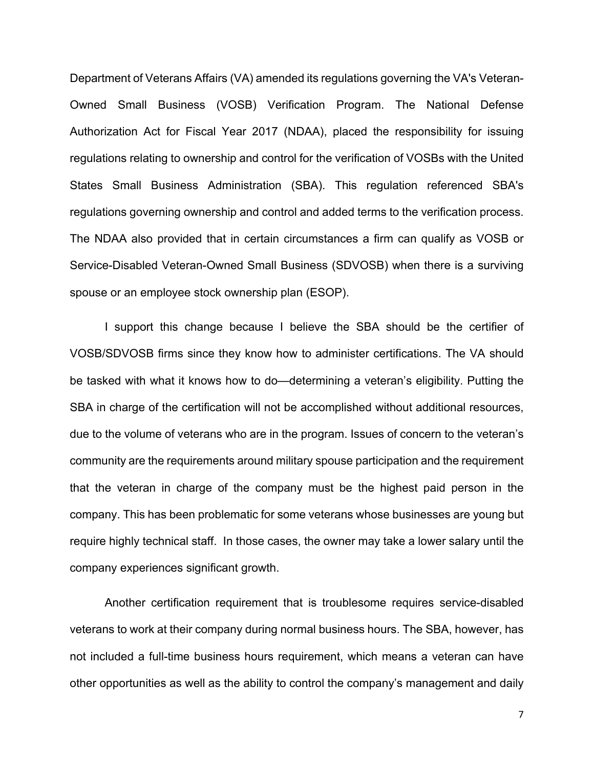Department of Veterans Affairs (VA) amended its regulations governing the VA's Veteran-Owned Small Business (VOSB) Verification Program. The National Defense Authorization Act for Fiscal Year 2017 (NDAA), placed the responsibility for issuing regulations relating to ownership and control for the verification of VOSBs with the United States Small Business Administration (SBA). This regulation referenced SBA's regulations governing ownership and control and added terms to the verification process. The NDAA also provided that in certain circumstances a firm can qualify as VOSB or Service-Disabled Veteran-Owned Small Business (SDVOSB) when there is a surviving spouse or an employee stock ownership plan (ESOP).

I support this change because I believe the SBA should be the certifier of VOSB/SDVOSB firms since they know how to administer certifications. The VA should be tasked with what it knows how to do—determining a veteran's eligibility. Putting the SBA in charge of the certification will not be accomplished without additional resources, due to the volume of veterans who are in the program. Issues of concern to the veteran's community are the requirements around military spouse participation and the requirement that the veteran in charge of the company must be the highest paid person in the company. This has been problematic for some veterans whose businesses are young but require highly technical staff. In those cases, the owner may take a lower salary until the company experiences significant growth.

Another certification requirement that is troublesome requires service-disabled veterans to work at their company during normal business hours. The SBA, however, has not included a full-time business hours requirement, which means a veteran can have other opportunities as well as the ability to control the company's management and daily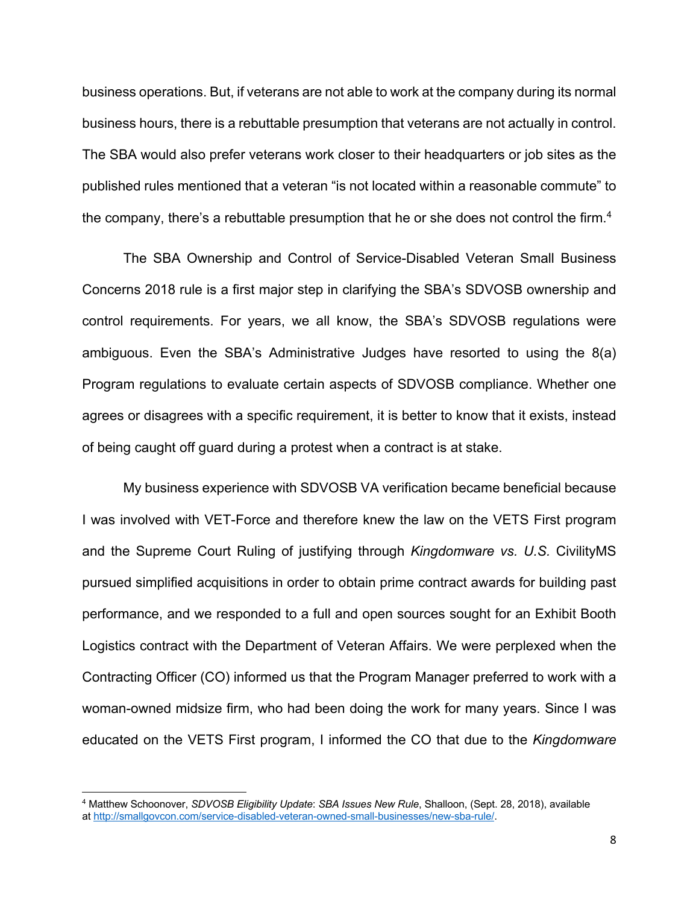business operations. But, if veterans are not able to work at the company during its normal business hours, there is a rebuttable presumption that veterans are not actually in control. The SBA would also prefer veterans work closer to their headquarters or job sites as the published rules mentioned that a veteran "is not located within a reasonable commute" to the company, there's a rebuttable presumption that he or she does not control the firm.[4]

The SBA Ownership and Control of Service-Disabled Veteran Small Business Concerns 2018 rule is a first major step in clarifying the SBA's SDVOSB ownership and control requirements. For years, we all know, the SBA's SDVOSB regulations were ambiguous. Even the SBA's Administrative Judges have resorted to using the 8(a) Program regulations to evaluate certain aspects of SDVOSB compliance. Whether one agrees or disagrees with a specific requirement, it is better to know that it exists, instead of being caught off guard during a protest when a contract is at stake.

My business experience with SDVOSB VA verification became beneficial because I was involved with VET-Force and therefore knew the law on the VETS First program and the Supreme Court Ruling of justifying through *Kingdomware vs. U.S.* CivilityMS pursued simplified acquisitions in order to obtain prime contract awards for building past performance, and we responded to a full and open sources sought for an Exhibit Booth Logistics contract with the Department of Veteran Affairs. We were perplexed when the Contracting Officer (CO) informed us that the Program Manager preferred to work with a woman-owned midsize firm, who had been doing the work for many years. Since I was educated on the VETS First program, I informed the CO that due to the *Kingdomware*

[4] Matthew Schoonover, *SDVOSB Eligibility Update*: *SBA Issues New Rule*, Shalloon, (Sept. 28, 2018), available at http://smallgovcon.com/service-disabled-veteran-owned-small-businesses/new-sba-rule/.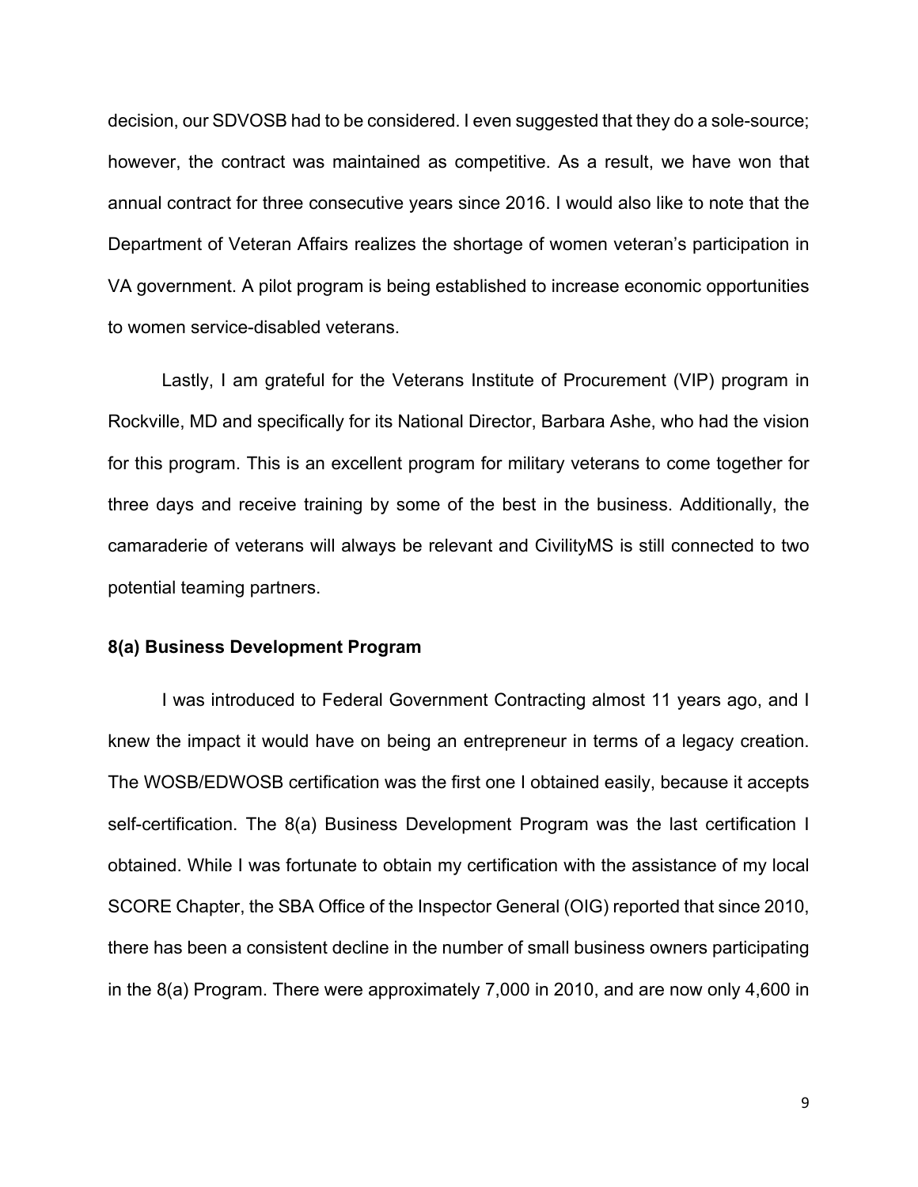decision, our SDVOSB had to be considered. I even suggested that they do a sole-source; however, the contract was maintained as competitive. As a result, we have won that annual contract for three consecutive years since 2016. I would also like to note that the Department of Veteran Affairs realizes the shortage of women veteran's participation in VA government. A pilot program is being established to increase economic opportunities to women service-disabled veterans.

Lastly, I am grateful for the Veterans Institute of Procurement (VIP) program in Rockville, MD and specifically for its National Director, Barbara Ashe, who had the vision for this program. This is an excellent program for military veterans to come together for three days and receive training by some of the best in the business. Additionally, the camaraderie of veterans will always be relevant and CivilityMS is still connected to two potential teaming partners.

**8(a) Business Development Program**

I was introduced to Federal Government Contracting almost 11 years ago, and I knew the impact it would have on being an entrepreneur in terms of a legacy creation. The WOSB/EDWOSB certification was the first one I obtained easily, because it accepts self-certification. The 8(a) Business Development Program was the last certification I obtained. While I was fortunate to obtain my certification with the assistance of my local SCORE Chapter, the SBA Office of the Inspector General (OIG) reported that since 2010, there has been a consistent decline in the number of small business owners participating in the 8(a) Program. There were approximately 7,000 in 2010, and are now only 4,600 in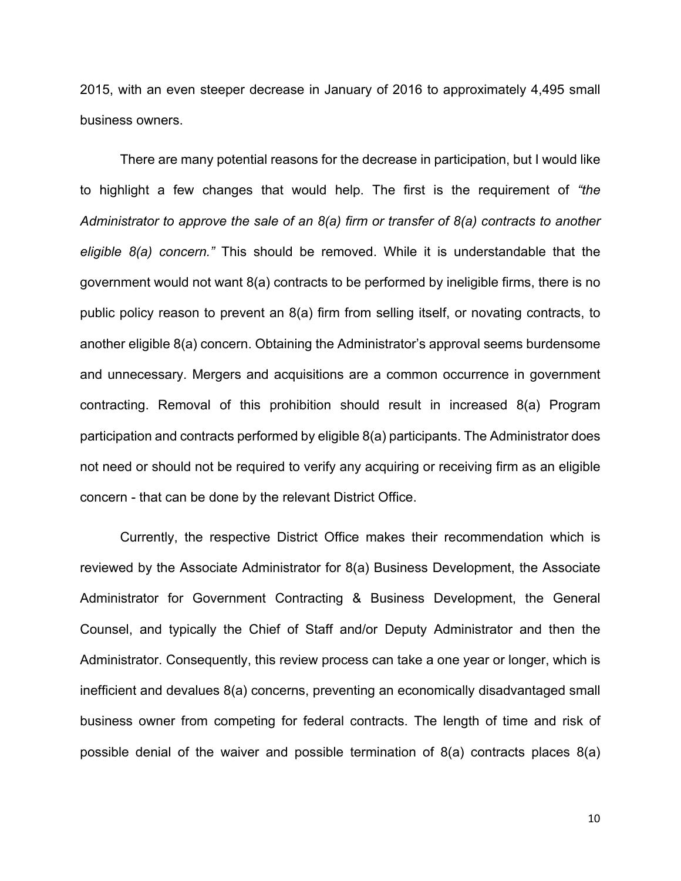2015, with an even steeper decrease in January of 2016 to approximately 4,495 small business owners.

There are many potential reasons for the decrease in participation, but I would like to highlight a few changes that would help. The first is the requirement of *"the Administrator to approve the sale of an 8(a) firm or transfer of 8(a) contracts to another eligible 8(a) concern."* This should be removed. While it is understandable that the government would not want 8(a) contracts to be performed by ineligible firms, there is no public policy reason to prevent an 8(a) firm from selling itself, or novating contracts, to another eligible 8(a) concern. Obtaining the Administrator's approval seems burdensome and unnecessary. Mergers and acquisitions are a common occurrence in government contracting. Removal of this prohibition should result in increased 8(a) Program participation and contracts performed by eligible 8(a) participants. The Administrator does not need or should not be required to verify any acquiring or receiving firm as an eligible concern - that can be done by the relevant District Office.

Currently, the respective District Office makes their recommendation which is reviewed by the Associate Administrator for 8(a) Business Development, the Associate Administrator for Government Contracting & Business Development, the General Counsel, and typically the Chief of Staff and/or Deputy Administrator and then the Administrator. Consequently, this review process can take a one year or longer, which is inefficient and devalues 8(a) concerns, preventing an economically disadvantaged small business owner from competing for federal contracts. The length of time and risk of possible denial of the waiver and possible termination of 8(a) contracts places 8(a)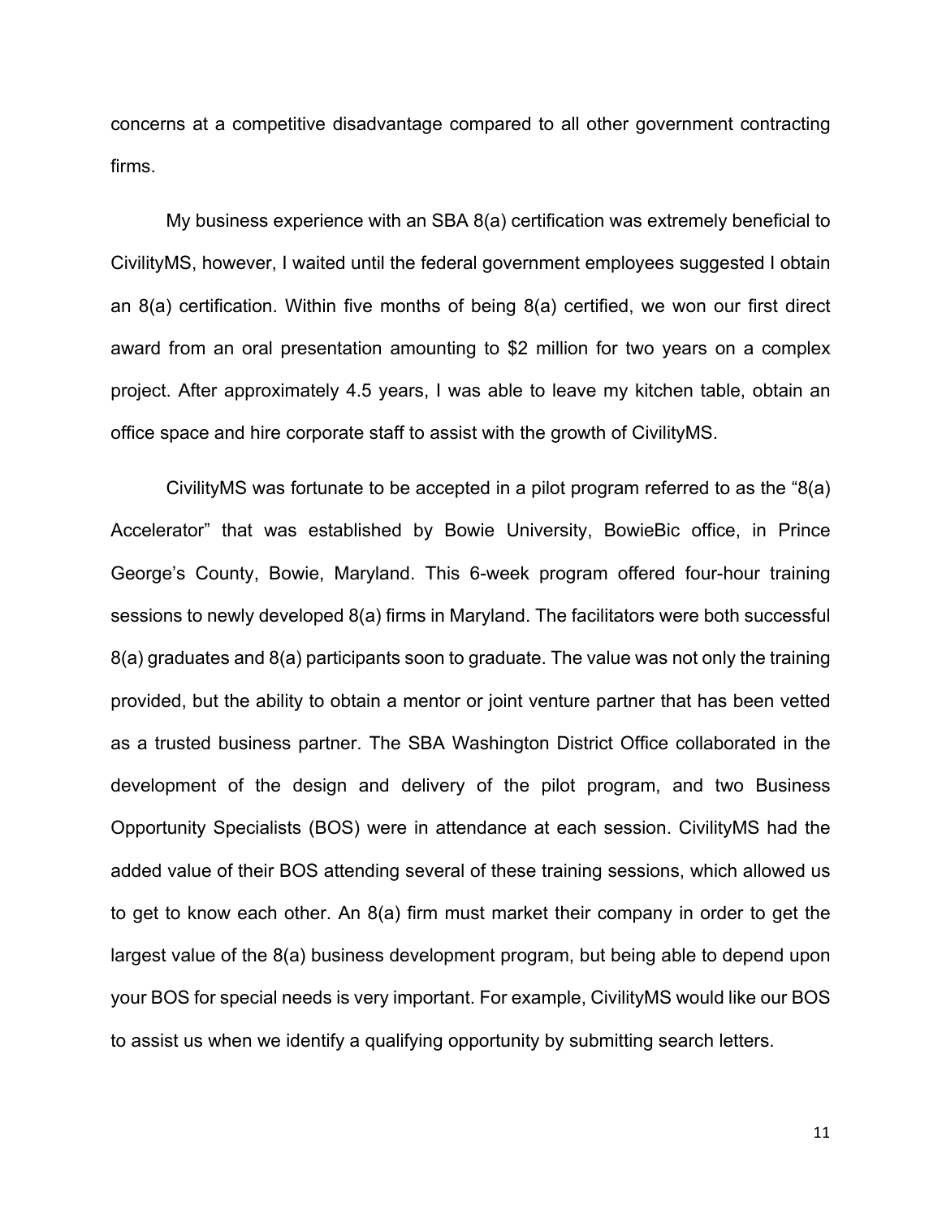concerns at a competitive disadvantage compared to all other government contracting firms.

My business experience with an SBA 8(a) certification was extremely beneficial to CivilityMS, however, I waited until the federal government employees suggested I obtain an 8(a) certification. Within five months of being 8(a) certified, we won our first direct award from an oral presentation amounting to $2 million for two years on a complex project. After approximately 4.5 years, I was able to leave my kitchen table, obtain an office space and hire corporate staff to assist with the growth of CivilityMS.

CivilityMS was fortunate to be accepted in a pilot program referred to as the "8(a) Accelerator" that was established by Bowie University, BowieBic office, in Prince George's County, Bowie, Maryland. This 6-week program offered four-hour training sessions to newly developed 8(a) firms in Maryland. The facilitators were both successful 8(a) graduates and 8(a) participants soon to graduate. The value was not only the training provided, but the ability to obtain a mentor or joint venture partner that has been vetted as a trusted business partner. The SBA Washington District Office collaborated in the development of the design and delivery of the pilot program, and two Business Opportunity Specialists (BOS) were in attendance at each session. CivilityMS had the added value of their BOS attending several of these training sessions, which allowed us to get to know each other. An 8(a) firm must market their company in order to get the largest value of the 8(a) business development program, but being able to depend upon your BOS for special needs is very important. For example, CivilityMS would like our BOS to assist us when we identify a qualifying opportunity by submitting search letters.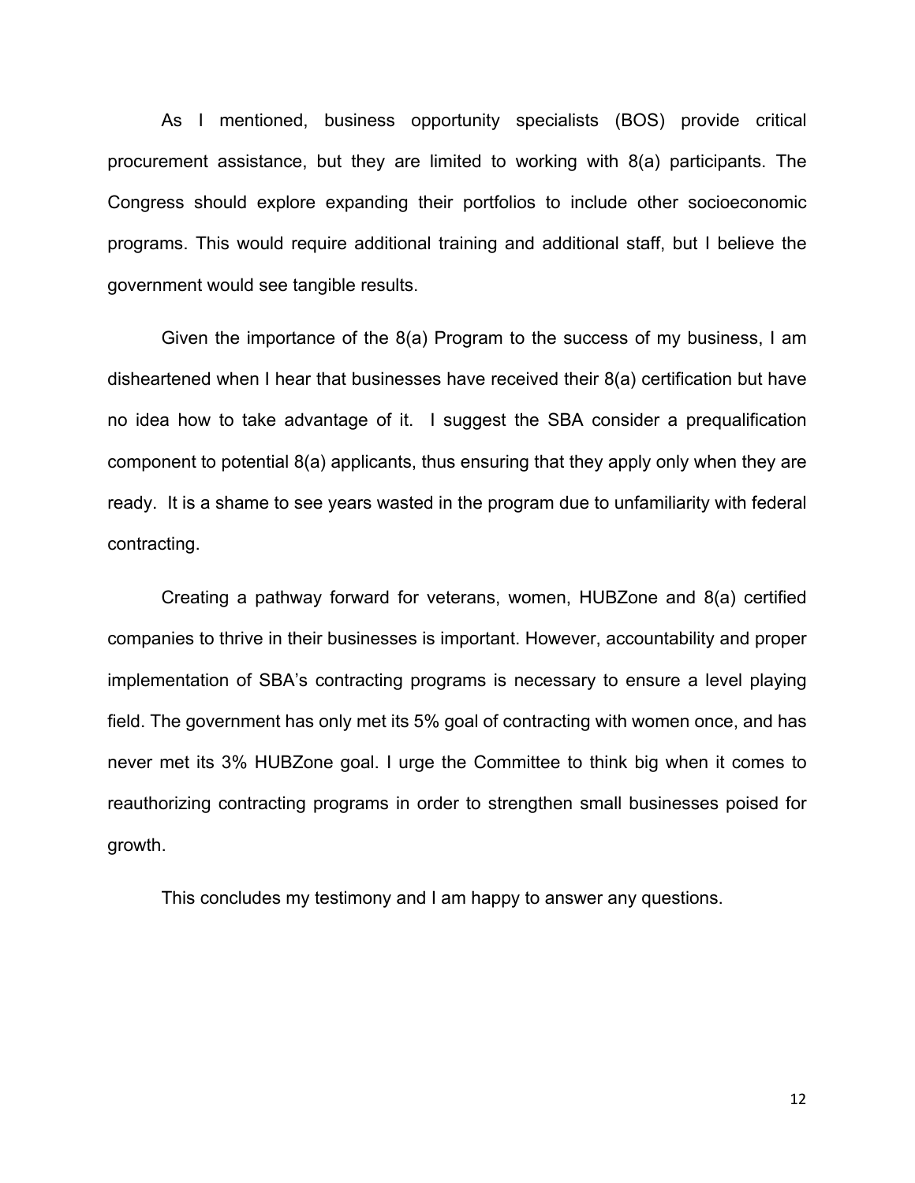As I mentioned, business opportunity specialists (BOS) provide critical procurement assistance, but they are limited to working with 8(a) participants. The Congress should explore expanding their portfolios to include other socioeconomic programs. This would require additional training and additional staff, but I believe the government would see tangible results.

Given the importance of the 8(a) Program to the success of my business, I am disheartened when I hear that businesses have received their 8(a) certification but have no idea how to take advantage of it. I suggest the SBA consider a prequalification component to potential 8(a) applicants, thus ensuring that they apply only when they are ready. It is a shame to see years wasted in the program due to unfamiliarity with federal contracting.

Creating a pathway forward for veterans, women, HUBZone and 8(a) certified companies to thrive in their businesses is important. However, accountability and proper implementation of SBA's contracting programs is necessary to ensure a level playing field. The government has only met its 5% goal of contracting with women once, and has never met its 3% HUBZone goal. I urge the Committee to think big when it comes to reauthorizing contracting programs in order to strengthen small businesses poised for growth.

This concludes my testimony and I am happy to answer any questions.